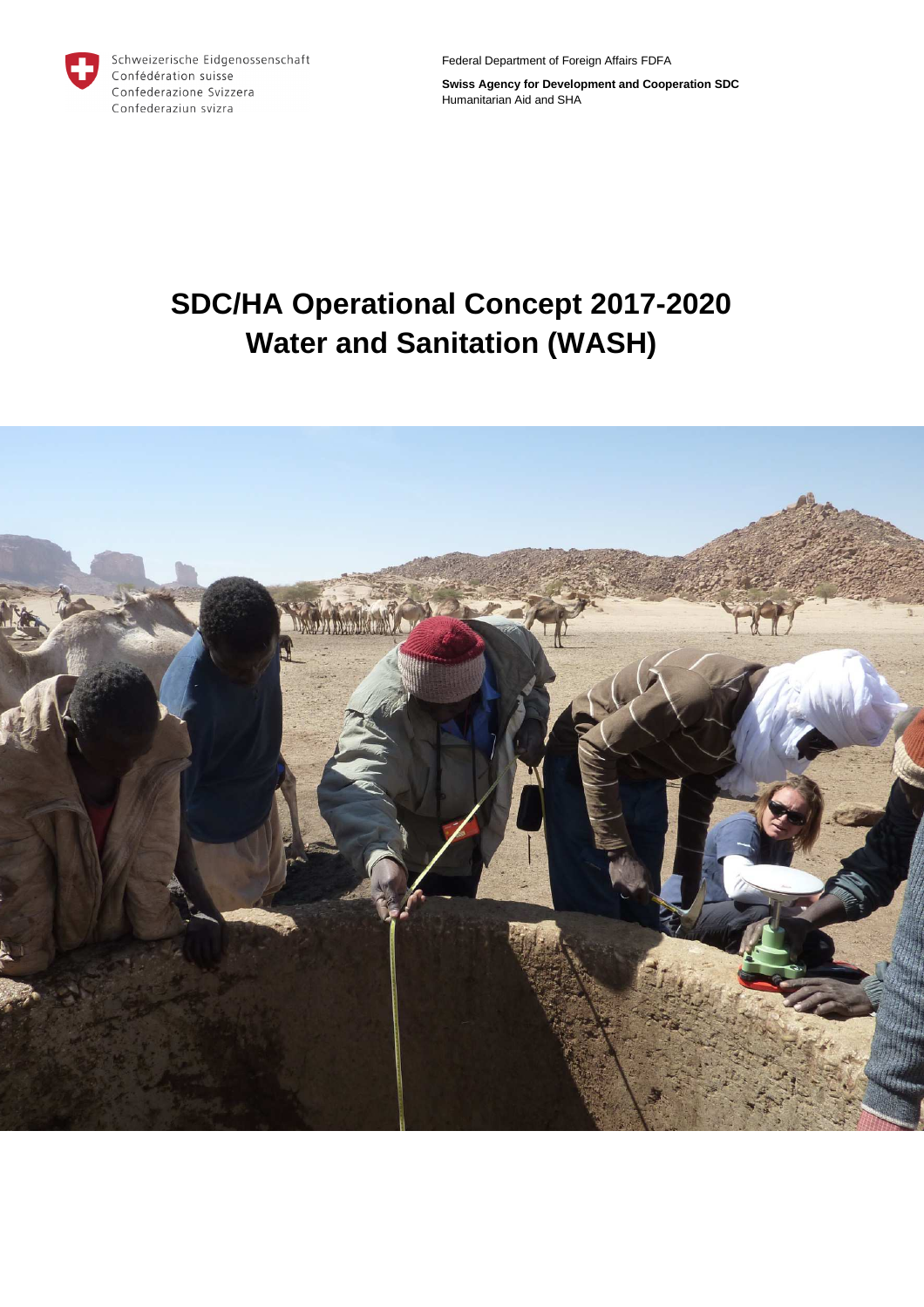Schweizerische Eidgenossenschaft
Confédération suisse
Confederazione Svizzera
Confederaziun svizra

Federal Department of Foreign Affairs FDFA

**Swiss Agency for Development and Cooperation SDC**
Humanitarian Aid and SHA

# SDC/HA Operational Concept 2017-2020 Water and Sanitation (WASH)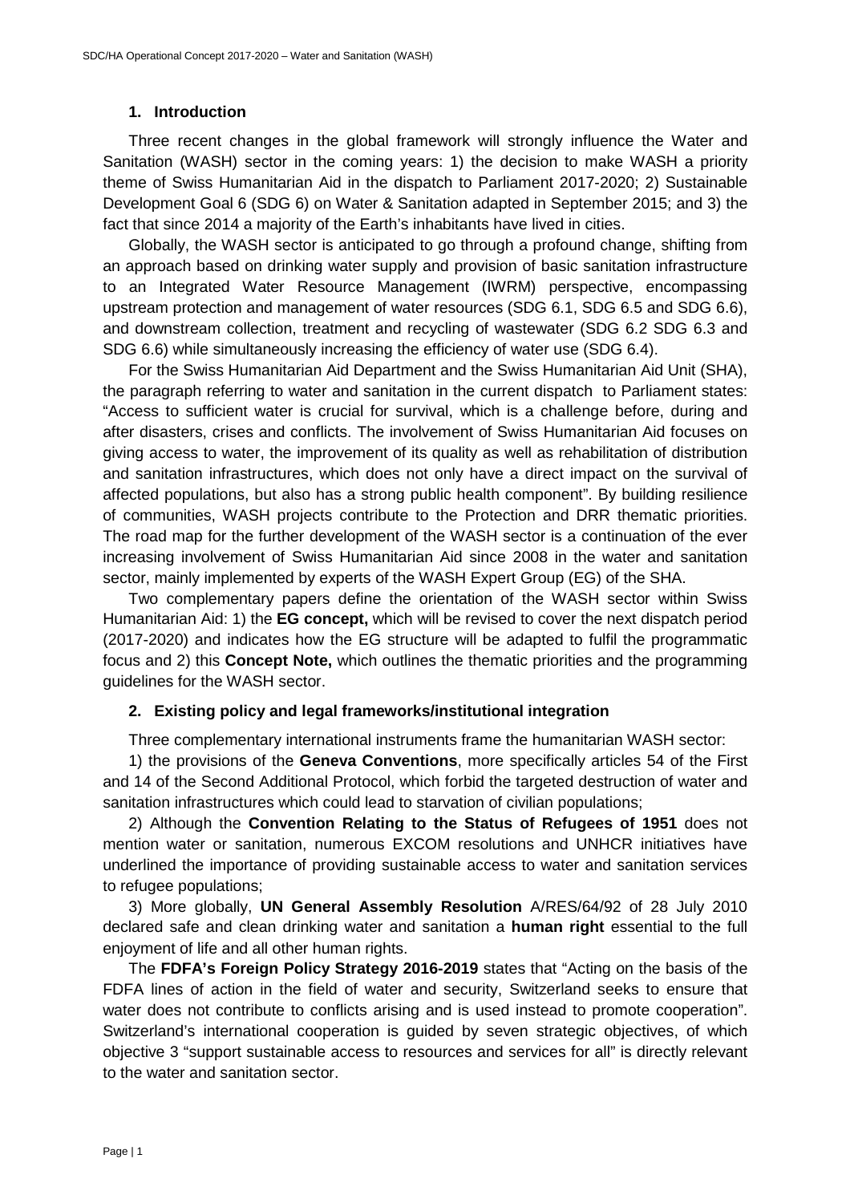## 1. Introduction

Three recent changes in the global framework will strongly influence the Water and Sanitation (WASH) sector in the coming years: 1) the decision to make WASH a priority theme of Swiss Humanitarian Aid in the dispatch to Parliament 2017-2020; 2) Sustainable Development Goal 6 (SDG 6) on Water & Sanitation adapted in September 2015; and 3) the fact that since 2014 a majority of the Earth's inhabitants have lived in cities.

Globally, the WASH sector is anticipated to go through a profound change, shifting from an approach based on drinking water supply and provision of basic sanitation infrastructure to an Integrated Water Resource Management (IWRM) perspective, encompassing upstream protection and management of water resources (SDG 6.1, SDG 6.5 and SDG 6.6), and downstream collection, treatment and recycling of wastewater (SDG 6.2 SDG 6.3 and SDG 6.6) while simultaneously increasing the efficiency of water use (SDG 6.4).

For the Swiss Humanitarian Aid Department and the Swiss Humanitarian Aid Unit (SHA), the paragraph referring to water and sanitation in the current dispatch to Parliament states: "Access to sufficient water is crucial for survival, which is a challenge before, during and after disasters, crises and conflicts. The involvement of Swiss Humanitarian Aid focuses on giving access to water, the improvement of its quality as well as rehabilitation of distribution and sanitation infrastructures, which does not only have a direct impact on the survival of affected populations, but also has a strong public health component". By building resilience of communities, WASH projects contribute to the Protection and DRR thematic priorities. The road map for the further development of the WASH sector is a continuation of the ever increasing involvement of Swiss Humanitarian Aid since 2008 in the water and sanitation sector, mainly implemented by experts of the WASH Expert Group (EG) of the SHA.

Two complementary papers define the orientation of the WASH sector within Swiss Humanitarian Aid: 1) the **EG concept,** which will be revised to cover the next dispatch period (2017-2020) and indicates how the EG structure will be adapted to fulfil the programmatic focus and 2) this **Concept Note,** which outlines the thematic priorities and the programming guidelines for the WASH sector.

## 2. Existing policy and legal frameworks/institutional integration

Three complementary international instruments frame the humanitarian WASH sector:

1) the provisions of the **Geneva Conventions**, more specifically articles 54 of the First and 14 of the Second Additional Protocol, which forbid the targeted destruction of water and sanitation infrastructures which could lead to starvation of civilian populations;

2) Although the **Convention Relating to the Status of Refugees of 1951** does not mention water or sanitation, numerous EXCOM resolutions and UNHCR initiatives have underlined the importance of providing sustainable access to water and sanitation services to refugee populations;

3) More globally, **UN General Assembly Resolution** A/RES/64/92 of 28 July 2010 declared safe and clean drinking water and sanitation a **human right** essential to the full enjoyment of life and all other human rights.

The **FDFA's Foreign Policy Strategy 2016-2019** states that "Acting on the basis of the FDFA lines of action in the field of water and security, Switzerland seeks to ensure that water does not contribute to conflicts arising and is used instead to promote cooperation". Switzerland's international cooperation is guided by seven strategic objectives, of which objective 3 "support sustainable access to resources and services for all" is directly relevant to the water and sanitation sector.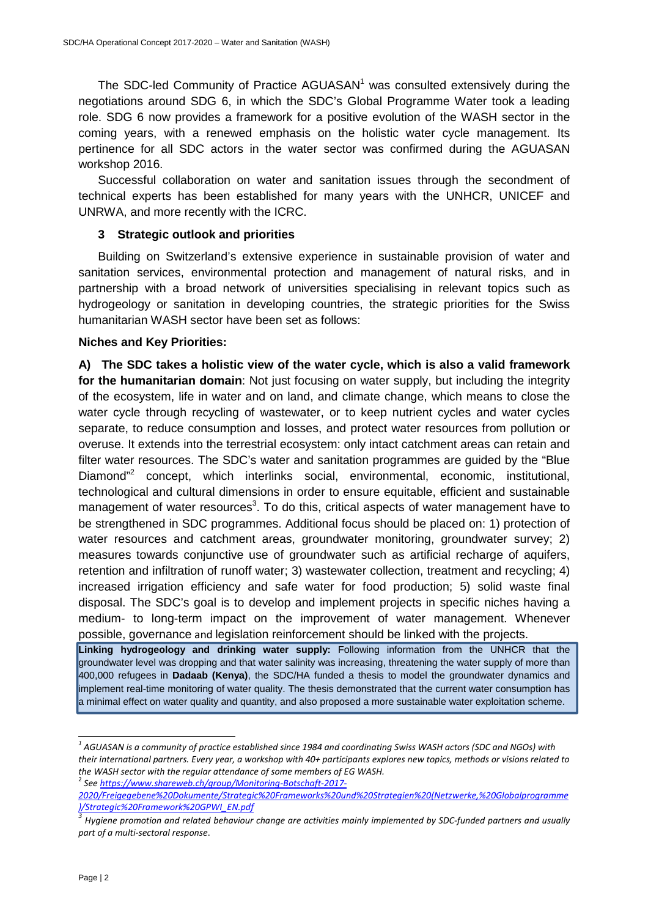The SDC-led Community of Practice AGUASAN[1] was consulted extensively during the negotiations around SDG 6, in which the SDC's Global Programme Water took a leading role. SDG 6 now provides a framework for a positive evolution of the WASH sector in the coming years, with a renewed emphasis on the holistic water cycle management. Its pertinence for all SDC actors in the water sector was confirmed during the AGUASAN workshop 2016.

Successful collaboration on water and sanitation issues through the secondment of technical experts has been established for many years with the UNHCR, UNICEF and UNRWA, and more recently with the ICRC.

## 3 Strategic outlook and priorities

Building on Switzerland's extensive experience in sustainable provision of water and sanitation services, environmental protection and management of natural risks, and in partnership with a broad network of universities specialising in relevant topics such as hydrogeology or sanitation in developing countries, the strategic priorities for the Swiss humanitarian WASH sector have been set as follows:

**Niches and Key Priorities:**

**A) The SDC takes a holistic view of the water cycle, which is also a valid framework for the humanitarian domain**: Not just focusing on water supply, but including the integrity of the ecosystem, life in water and on land, and climate change, which means to close the water cycle through recycling of wastewater, or to keep nutrient cycles and water cycles separate, to reduce consumption and losses, and protect water resources from pollution or overuse. It extends into the terrestrial ecosystem: only intact catchment areas can retain and filter water resources. The SDC's water and sanitation programmes are guided by the "Blue Diamond"[2] concept, which interlinks social, environmental, economic, institutional, technological and cultural dimensions in order to ensure equitable, efficient and sustainable management of water resources[3]. To do this, critical aspects of water management have to be strengthened in SDC programmes. Additional focus should be placed on: 1) protection of water resources and catchment areas, groundwater monitoring, groundwater survey; 2) measures towards conjunctive use of groundwater such as artificial recharge of aquifers, retention and infiltration of runoff water; 3) wastewater collection, treatment and recycling; 4) increased irrigation efficiency and safe water for food production; 5) solid waste final disposal. The SDC's goal is to develop and implement projects in specific niches having a medium- to long-term impact on the improvement of water management. Whenever possible, governance and legislation reinforcement should be linked with the projects.

> **Linking hydrogeology and drinking water supply:** Following information from the UNHCR that the groundwater level was dropping and that water salinity was increasing, threatening the water supply of more than 400,000 refugees in **Dadaab (Kenya)**, the SDC/HA funded a thesis to model the groundwater dynamics and implement real-time monitoring of water quality. The thesis demonstrated that the current water consumption has a minimal effect on water quality and quantity, and also proposed a more sustainable water exploitation scheme.

---

[1] *AGUASAN is a community of practice established since 1984 and coordinating Swiss WASH actors (SDC and NGOs) with their international partners. Every year, a workshop with 40+ participants explores new topics, methods or visions related to the WASH sector with the regular attendance of some members of EG WASH.*

[2] *See https://www.shareweb.ch/group/Monitoring-Botschaft-2017-2020/Freigegebene%20Dokumente/Strategic%20Frameworks%20und%20Strategien%20(Netzwerke,%20Globalprogramme)/Strategic%20Framework%20GPWI_EN.pdf*

[3] *Hygiene promotion and related behaviour change are activities mainly implemented by SDC-funded partners and usually part of a multi-sectoral response.*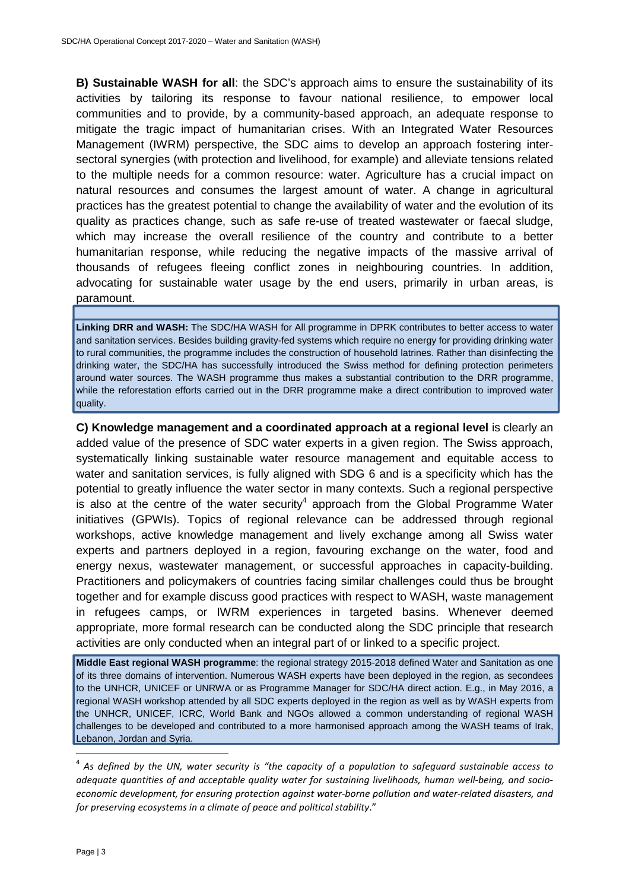**B) Sustainable WASH for all**: the SDC's approach aims to ensure the sustainability of its activities by tailoring its response to favour national resilience, to empower local communities and to provide, by a community-based approach, an adequate response to mitigate the tragic impact of humanitarian crises. With an Integrated Water Resources Management (IWRM) perspective, the SDC aims to develop an approach fostering inter-sectoral synergies (with protection and livelihood, for example) and alleviate tensions related to the multiple needs for a common resource: water. Agriculture has a crucial impact on natural resources and consumes the largest amount of water. A change in agricultural practices has the greatest potential to change the availability of water and the evolution of its quality as practices change, such as safe re-use of treated wastewater or faecal sludge, which may increase the overall resilience of the country and contribute to a better humanitarian response, while reducing the negative impacts of the massive arrival of thousands of refugees fleeing conflict zones in neighbouring countries. In addition, advocating for sustainable water usage by the end users, primarily in urban areas, is paramount.

> **Linking DRR and WASH:** The SDC/HA WASH for All programme in DPRK contributes to better access to water and sanitation services. Besides building gravity-fed systems which require no energy for providing drinking water to rural communities, the programme includes the construction of household latrines. Rather than disinfecting the drinking water, the SDC/HA has successfully introduced the Swiss method for defining protection perimeters around water sources. The WASH programme thus makes a substantial contribution to the DRR programme, while the reforestation efforts carried out in the DRR programme make a direct contribution to improved water quality.

**C) Knowledge management and a coordinated approach at a regional level** is clearly an added value of the presence of SDC water experts in a given region. The Swiss approach, systematically linking sustainable water resource management and equitable access to water and sanitation services, is fully aligned with SDG 6 and is a specificity which has the potential to greatly influence the water sector in many contexts. Such a regional perspective is also at the centre of the water security[4] approach from the Global Programme Water initiatives (GPWIs). Topics of regional relevance can be addressed through regional workshops, active knowledge management and lively exchange among all Swiss water experts and partners deployed in a region, favouring exchange on the water, food and energy nexus, wastewater management, or successful approaches in capacity-building. Practitioners and policymakers of countries facing similar challenges could thus be brought together and for example discuss good practices with respect to WASH, waste management in refugees camps, or IWRM experiences in targeted basins. Whenever deemed appropriate, more formal research can be conducted along the SDC principle that research activities are only conducted when an integral part of or linked to a specific project.

> **Middle East regional WASH programme**: the regional strategy 2015-2018 defined Water and Sanitation as one of its three domains of intervention. Numerous WASH experts have been deployed in the region, as secondees to the UNHCR, UNICEF or UNRWA or as Programme Manager for SDC/HA direct action. E.g., in May 2016, a regional WASH workshop attended by all SDC experts deployed in the region as well as by WASH experts from the UNHCR, UNICEF, ICRC, World Bank and NGOs allowed a common understanding of regional WASH challenges to be developed and contributed to a more harmonised approach among the WASH teams of Irak, Lebanon, Jordan and Syria.

---

[4] *As defined by the UN, water security is "the capacity of a population to safeguard sustainable access to adequate quantities of and acceptable quality water for sustaining livelihoods, human well-being, and socio-economic development, for ensuring protection against water-borne pollution and water-related disasters, and for preserving ecosystems in a climate of peace and political stability*."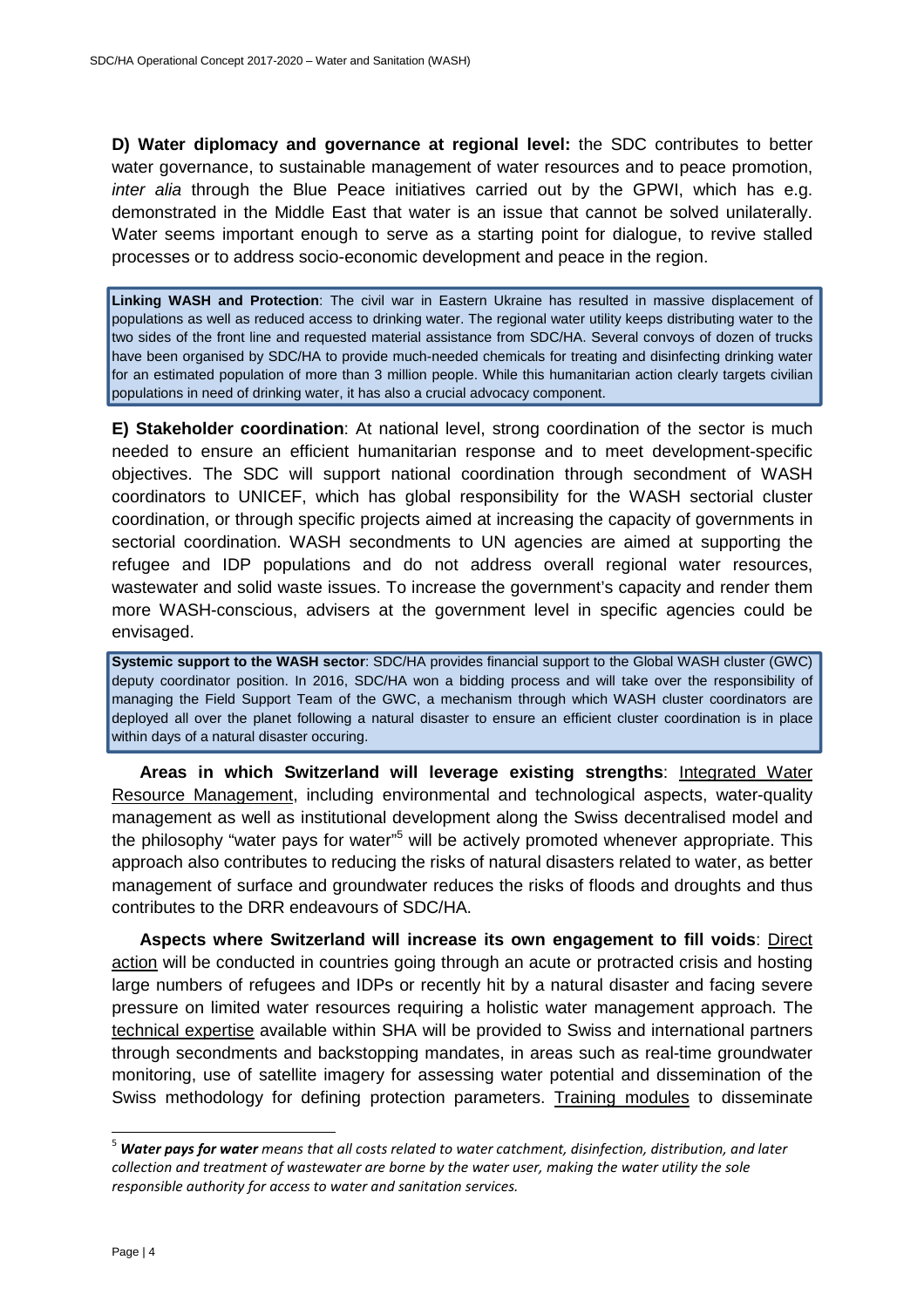**D) Water diplomacy and governance at regional level:** the SDC contributes to better water governance, to sustainable management of water resources and to peace promotion, *inter alia* through the Blue Peace initiatives carried out by the GPWI, which has e.g. demonstrated in the Middle East that water is an issue that cannot be solved unilaterally. Water seems important enough to serve as a starting point for dialogue, to revive stalled processes or to address socio-economic development and peace in the region.

> **Linking WASH and Protection**: The civil war in Eastern Ukraine has resulted in massive displacement of populations as well as reduced access to drinking water. The regional water utility keeps distributing water to the two sides of the front line and requested material assistance from SDC/HA. Several convoys of dozen of trucks have been organised by SDC/HA to provide much-needed chemicals for treating and disinfecting drinking water for an estimated population of more than 3 million people. While this humanitarian action clearly targets civilian populations in need of drinking water, it has also a crucial advocacy component.

**E) Stakeholder coordination**: At national level, strong coordination of the sector is much needed to ensure an efficient humanitarian response and to meet development-specific objectives. The SDC will support national coordination through secondment of WASH coordinators to UNICEF, which has global responsibility for the WASH sectorial cluster coordination, or through specific projects aimed at increasing the capacity of governments in sectorial coordination. WASH secondments to UN agencies are aimed at supporting the refugee and IDP populations and do not address overall regional water resources, wastewater and solid waste issues. To increase the government's capacity and render them more WASH-conscious, advisers at the government level in specific agencies could be envisaged.

> **Systemic support to the WASH sector**: SDC/HA provides financial support to the Global WASH cluster (GWC) deputy coordinator position. In 2016, SDC/HA won a bidding process and will take over the responsibility of managing the Field Support Team of the GWC, a mechanism through which WASH cluster coordinators are deployed all over the planet following a natural disaster to ensure an efficient cluster coordination is in place within days of a natural disaster occuring.

**Areas in which Switzerland will leverage existing strengths**: Integrated Water Resource Management, including environmental and technological aspects, water-quality management as well as institutional development along the Swiss decentralised model and the philosophy "water pays for water"[5] will be actively promoted whenever appropriate. This approach also contributes to reducing the risks of natural disasters related to water, as better management of surface and groundwater reduces the risks of floods and droughts and thus contributes to the DRR endeavours of SDC/HA.

**Aspects where Switzerland will increase its own engagement to fill voids**: Direct action will be conducted in countries going through an acute or protracted crisis and hosting large numbers of refugees and IDPs or recently hit by a natural disaster and facing severe pressure on limited water resources requiring a holistic water management approach. The technical expertise available within SHA will be provided to Swiss and international partners through secondments and backstopping mandates, in areas such as real-time groundwater monitoring, use of satellite imagery for assessing water potential and dissemination of the Swiss methodology for defining protection parameters. Training modules to disseminate

[5] ***Water pays for water*** *means that all costs related to water catchment, disinfection, distribution, and later collection and treatment of wastewater are borne by the water user, making the water utility the sole responsible authority for access to water and sanitation services.*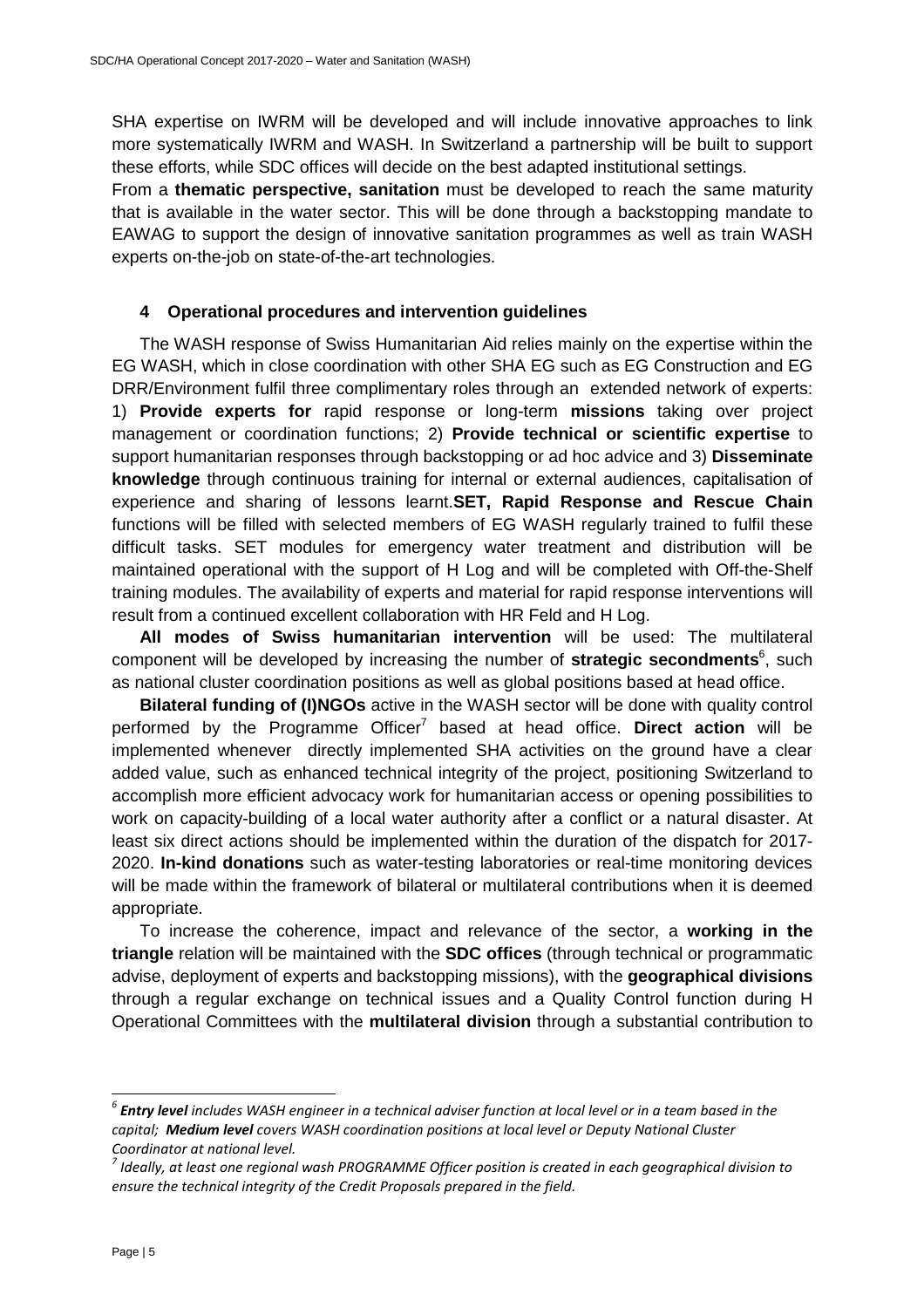SHA expertise on IWRM will be developed and will include innovative approaches to link more systematically IWRM and WASH. In Switzerland a partnership will be built to support these efforts, while SDC offices will decide on the best adapted institutional settings.
From a **thematic perspective, sanitation** must be developed to reach the same maturity that is available in the water sector. This will be done through a backstopping mandate to EAWAG to support the design of innovative sanitation programmes as well as train WASH experts on-the-job on state-of-the-art technologies.

## 4 Operational procedures and intervention guidelines

The WASH response of Swiss Humanitarian Aid relies mainly on the expertise within the EG WASH, which in close coordination with other SHA EG such as EG Construction and EG DRR/Environment fulfil three complimentary roles through an extended network of experts: 1) **Provide experts for** rapid response or long-term **missions** taking over project management or coordination functions; 2) **Provide technical or scientific expertise** to support humanitarian responses through backstopping or ad hoc advice and 3) **Disseminate knowledge** through continuous training for internal or external audiences, capitalisation of experience and sharing of lessons learnt.**SET, Rapid Response and Rescue Chain** functions will be filled with selected members of EG WASH regularly trained to fulfil these difficult tasks. SET modules for emergency water treatment and distribution will be maintained operational with the support of H Log and will be completed with Off-the-Shelf training modules. The availability of experts and material for rapid response interventions will result from a continued excellent collaboration with HR Feld and H Log.

**All modes of Swiss humanitarian intervention** will be used: The multilateral component will be developed by increasing the number of **strategic secondments**[6], such as national cluster coordination positions as well as global positions based at head office.

**Bilateral funding of (I)NGOs** active in the WASH sector will be done with quality control performed by the Programme Officer[7] based at head office. **Direct action** will be implemented whenever directly implemented SHA activities on the ground have a clear added value, such as enhanced technical integrity of the project, positioning Switzerland to accomplish more efficient advocacy work for humanitarian access or opening possibilities to work on capacity-building of a local water authority after a conflict or a natural disaster. At least six direct actions should be implemented within the duration of the dispatch for 2017-2020. **In-kind donations** such as water-testing laboratories or real-time monitoring devices will be made within the framework of bilateral or multilateral contributions when it is deemed appropriate.

To increase the coherence, impact and relevance of the sector, a **working in the triangle** relation will be maintained with the **SDC offices** (through technical or programmatic advise, deployment of experts and backstopping missions), with the **geographical divisions** through a regular exchange on technical issues and a Quality Control function during H Operational Committees with the **multilateral division** through a substantial contribution to

---

[6] ***Entry level*** *includes WASH engineer in a technical adviser function at local level or in a team based in the capital;* ***Medium level*** *covers WASH coordination positions at local level or Deputy National Cluster Coordinator at national level.*

[7] *Ideally, at least one regional wash PROGRAMME Officer position is created in each geographical division to ensure the technical integrity of the Credit Proposals prepared in the field.*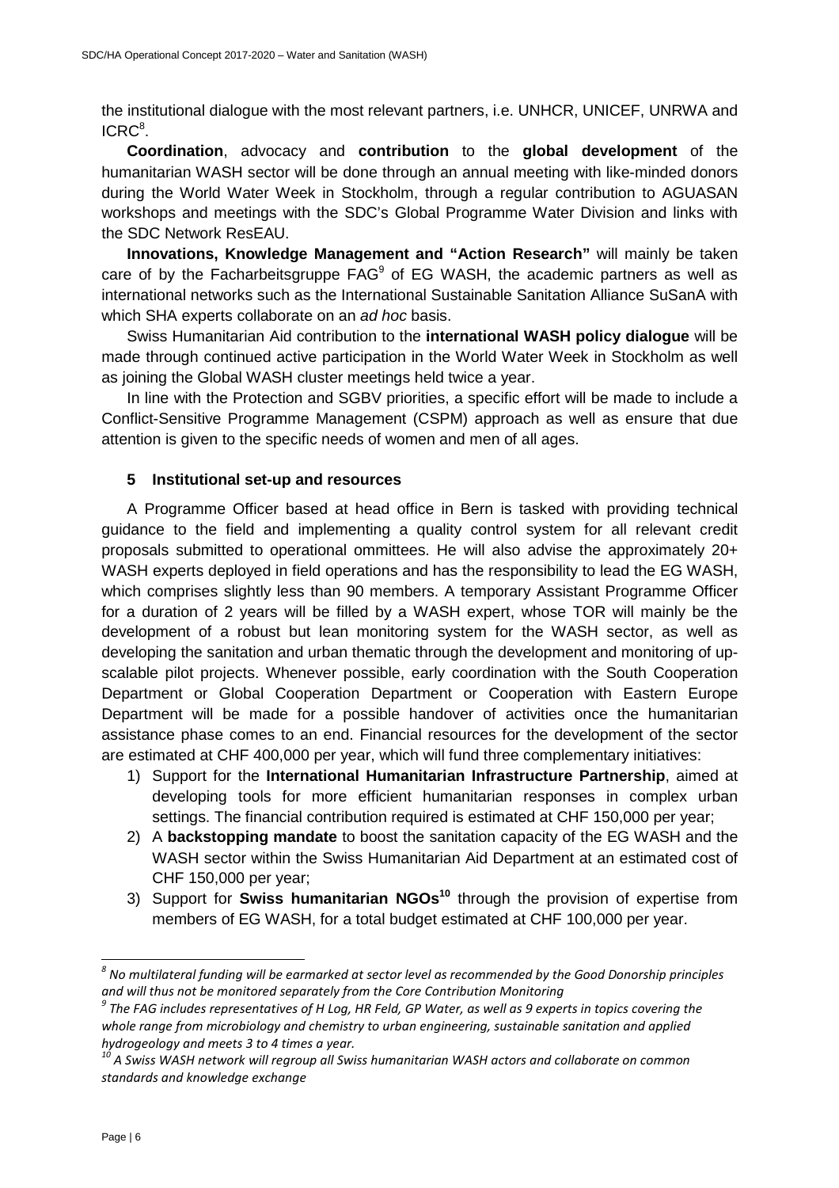the institutional dialogue with the most relevant partners, i.e. UNHCR, UNICEF, UNRWA and ICRC[8].

**Coordination**, advocacy and **contribution** to the **global development** of the humanitarian WASH sector will be done through an annual meeting with like-minded donors during the World Water Week in Stockholm, through a regular contribution to AGUASAN workshops and meetings with the SDC's Global Programme Water Division and links with the SDC Network ResEAU.

**Innovations, Knowledge Management and "Action Research"** will mainly be taken care of by the Facharbeitsgruppe FAG[9] of EG WASH, the academic partners as well as international networks such as the International Sustainable Sanitation Alliance SuSanA with which SHA experts collaborate on an *ad hoc* basis.

Swiss Humanitarian Aid contribution to the **international WASH policy dialogue** will be made through continued active participation in the World Water Week in Stockholm as well as joining the Global WASH cluster meetings held twice a year.

In line with the Protection and SGBV priorities, a specific effort will be made to include a Conflict-Sensitive Programme Management (CSPM) approach as well as ensure that due attention is given to the specific needs of women and men of all ages.

## 5 Institutional set-up and resources

A Programme Officer based at head office in Bern is tasked with providing technical guidance to the field and implementing a quality control system for all relevant credit proposals submitted to operational ommittees. He will also advise the approximately 20+ WASH experts deployed in field operations and has the responsibility to lead the EG WASH, which comprises slightly less than 90 members. A temporary Assistant Programme Officer for a duration of 2 years will be filled by a WASH expert, whose TOR will mainly be the development of a robust but lean monitoring system for the WASH sector, as well as developing the sanitation and urban thematic through the development and monitoring of up-scalable pilot projects. Whenever possible, early coordination with the South Cooperation Department or Global Cooperation Department or Cooperation with Eastern Europe Department will be made for a possible handover of activities once the humanitarian assistance phase comes to an end. Financial resources for the development of the sector are estimated at CHF 400,000 per year, which will fund three complementary initiatives:

1) Support for the **International Humanitarian Infrastructure Partnership**, aimed at developing tools for more efficient humanitarian responses in complex urban settings. The financial contribution required is estimated at CHF 150,000 per year;
2) A **backstopping mandate** to boost the sanitation capacity of the EG WASH and the WASH sector within the Swiss Humanitarian Aid Department at an estimated cost of CHF 150,000 per year;
3) Support for **Swiss humanitarian NGOs**[10] through the provision of expertise from members of EG WASH, for a total budget estimated at CHF 100,000 per year.

---

[8] *No multilateral funding will be earmarked at sector level as recommended by the Good Donorship principles and will thus not be monitored separately from the Core Contribution Monitoring*

[9] *The FAG includes representatives of H Log, HR Feld, GP Water, as well as 9 experts in topics covering the whole range from microbiology and chemistry to urban engineering, sustainable sanitation and applied hydrogeology and meets 3 to 4 times a year.*

[10] *A Swiss WASH network will regroup all Swiss humanitarian WASH actors and collaborate on common standards and knowledge exchange*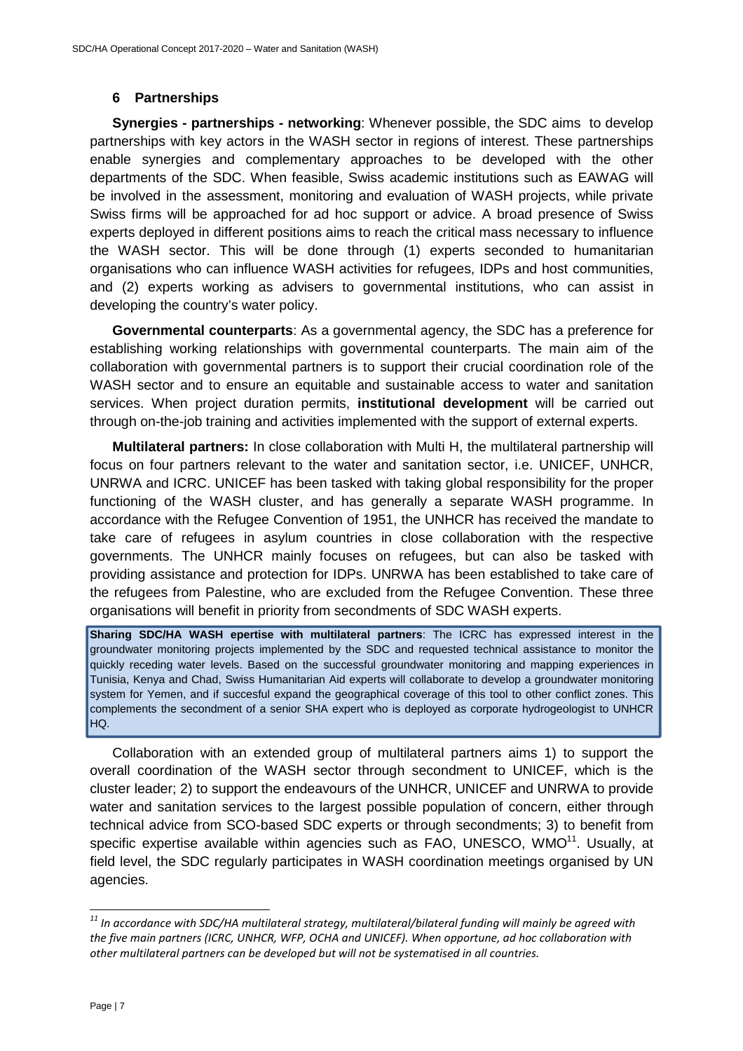## 6 Partnerships

**Synergies - partnerships - networking**: Whenever possible, the SDC aims to develop partnerships with key actors in the WASH sector in regions of interest. These partnerships enable synergies and complementary approaches to be developed with the other departments of the SDC. When feasible, Swiss academic institutions such as EAWAG will be involved in the assessment, monitoring and evaluation of WASH projects, while private Swiss firms will be approached for ad hoc support or advice. A broad presence of Swiss experts deployed in different positions aims to reach the critical mass necessary to influence the WASH sector. This will be done through (1) experts seconded to humanitarian organisations who can influence WASH activities for refugees, IDPs and host communities, and (2) experts working as advisers to governmental institutions, who can assist in developing the country's water policy.

**Governmental counterparts**: As a governmental agency, the SDC has a preference for establishing working relationships with governmental counterparts. The main aim of the collaboration with governmental partners is to support their crucial coordination role of the WASH sector and to ensure an equitable and sustainable access to water and sanitation services. When project duration permits, **institutional development** will be carried out through on-the-job training and activities implemented with the support of external experts.

**Multilateral partners:** In close collaboration with Multi H, the multilateral partnership will focus on four partners relevant to the water and sanitation sector, i.e. UNICEF, UNHCR, UNRWA and ICRC. UNICEF has been tasked with taking global responsibility for the proper functioning of the WASH cluster, and has generally a separate WASH programme. In accordance with the Refugee Convention of 1951, the UNHCR has received the mandate to take care of refugees in asylum countries in close collaboration with the respective governments. The UNHCR mainly focuses on refugees, but can also be tasked with providing assistance and protection for IDPs. UNRWA has been established to take care of the refugees from Palestine, who are excluded from the Refugee Convention. These three organisations will benefit in priority from secondments of SDC WASH experts.

**Sharing SDC/HA WASH epertise with multilateral partners**: The ICRC has expressed interest in the groundwater monitoring projects implemented by the SDC and requested technical assistance to monitor the quickly receding water levels. Based on the successful groundwater monitoring and mapping experiences in Tunisia, Kenya and Chad, Swiss Humanitarian Aid experts will collaborate to develop a groundwater monitoring system for Yemen, and if succesful expand the geographical coverage of this tool to other conflict zones. This complements the secondment of a senior SHA expert who is deployed as corporate hydrogeologist to UNHCR HQ.

Collaboration with an extended group of multilateral partners aims 1) to support the overall coordination of the WASH sector through secondment to UNICEF, which is the cluster leader; 2) to support the endeavours of the UNHCR, UNICEF and UNRWA to provide water and sanitation services to the largest possible population of concern, either through technical advice from SCO-based SDC experts or through secondments; 3) to benefit from specific expertise available within agencies such as FAO, UNESCO, WMO[11]. Usually, at field level, the SDC regularly participates in WASH coordination meetings organised by UN agencies.

---

[11] *In accordance with SDC/HA multilateral strategy, multilateral/bilateral funding will mainly be agreed with the five main partners (ICRC, UNHCR, WFP, OCHA and UNICEF). When opportune, ad hoc collaboration with other multilateral partners can be developed but will not be systematised in all countries.*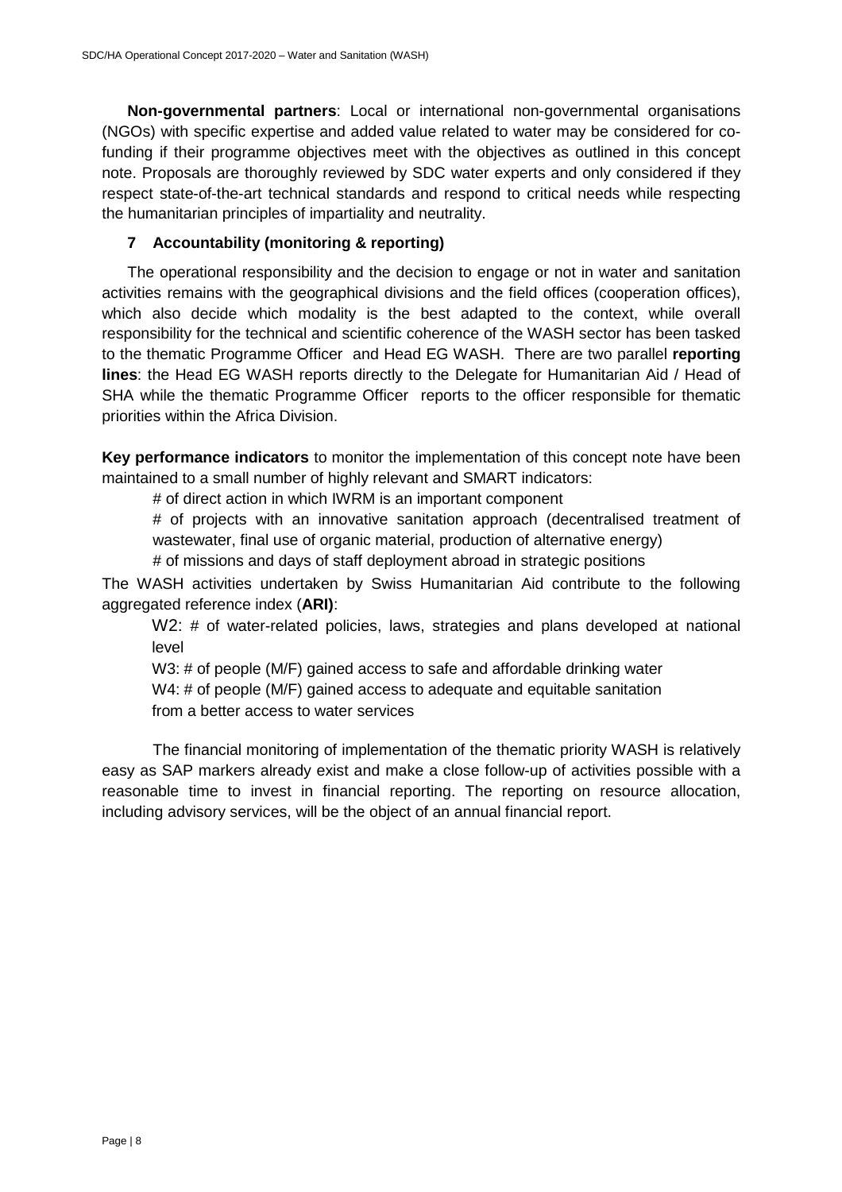**Non-governmental partners**: Local or international non-governmental organisations (NGOs) with specific expertise and added value related to water may be considered for co-funding if their programme objectives meet with the objectives as outlined in this concept note. Proposals are thoroughly reviewed by SDC water experts and only considered if they respect state-of-the-art technical standards and respond to critical needs while respecting the humanitarian principles of impartiality and neutrality.

## 7 Accountability (monitoring & reporting)

The operational responsibility and the decision to engage or not in water and sanitation activities remains with the geographical divisions and the field offices (cooperation offices), which also decide which modality is the best adapted to the context, while overall responsibility for the technical and scientific coherence of the WASH sector has been tasked to the thematic Programme Officer and Head EG WASH. There are two parallel **reporting lines**: the Head EG WASH reports directly to the Delegate for Humanitarian Aid / Head of SHA while the thematic Programme Officer reports to the officer responsible for thematic priorities within the Africa Division.

**Key performance indicators** to monitor the implementation of this concept note have been maintained to a small number of highly relevant and SMART indicators:

# of direct action in which IWRM is an important component

# of projects with an innovative sanitation approach (decentralised treatment of wastewater, final use of organic material, production of alternative energy)

# of missions and days of staff deployment abroad in strategic positions

The WASH activities undertaken by Swiss Humanitarian Aid contribute to the following aggregated reference index (**ARI)**:

W2: # of water-related policies, laws, strategies and plans developed at national level

W3: # of people (M/F) gained access to safe and affordable drinking water

W4: # of people (M/F) gained access to adequate and equitable sanitation from a better access to water services

The financial monitoring of implementation of the thematic priority WASH is relatively easy as SAP markers already exist and make a close follow-up of activities possible with a reasonable time to invest in financial reporting. The reporting on resource allocation, including advisory services, will be the object of an annual financial report.